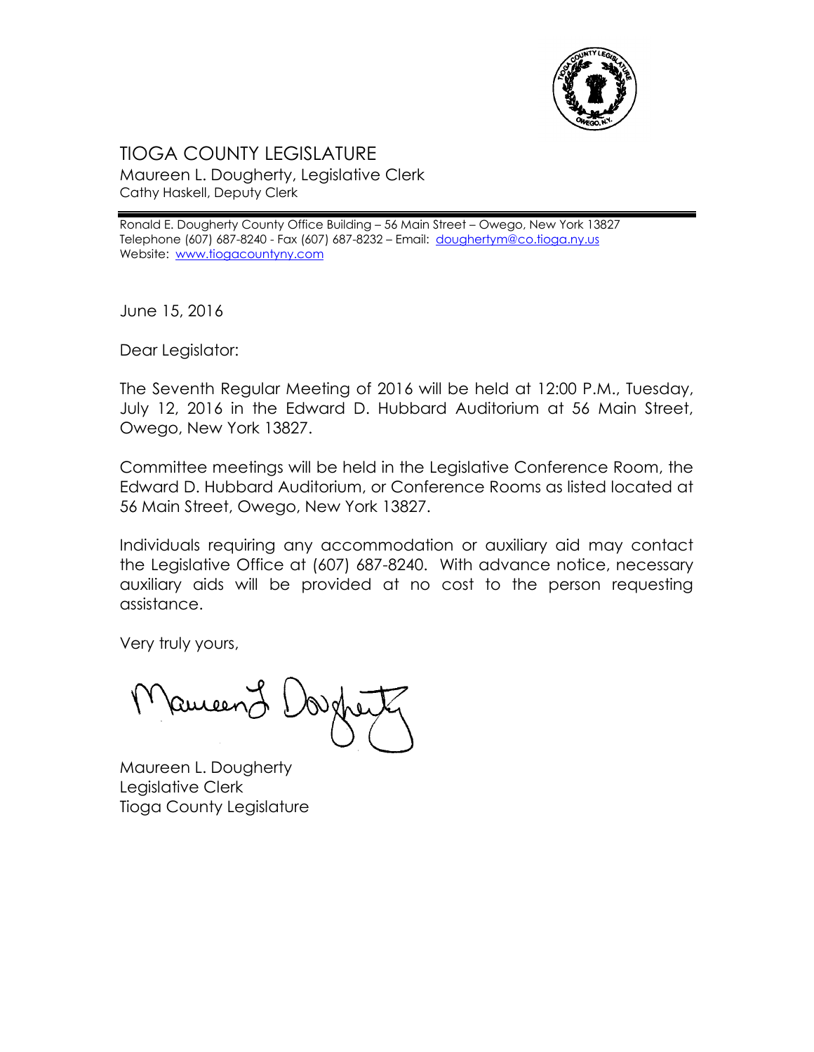# TIOGA COUNTY LEGISLATURE

Maureen L. Dougherty, Legislative Clerk
Cathy Haskell, Deputy Clerk

Ronald E. Dougherty County Office Building – 56 Main Street – Owego, New York 13827
Telephone (607) 687-8240 - Fax (607) 687-8232 – Email: doughertym@co.tioga.ny.us
Website: www.tiogacountyny.com

June 15, 2016

Dear Legislator:

The Seventh Regular Meeting of 2016 will be held at 12:00 P.M., Tuesday, July 12, 2016 in the Edward D. Hubbard Auditorium at 56 Main Street, Owego, New York 13827.

Committee meetings will be held in the Legislative Conference Room, the Edward D. Hubbard Auditorium, or Conference Rooms as listed located at 56 Main Street, Owego, New York 13827.

Individuals requiring any accommodation or auxiliary aid may contact the Legislative Office at (607) 687-8240. With advance notice, necessary auxiliary aids will be provided at no cost to the person requesting assistance.

Very truly yours,

Maureen L. Dougherty

Maureen L. Dougherty
Legislative Clerk
Tioga County Legislature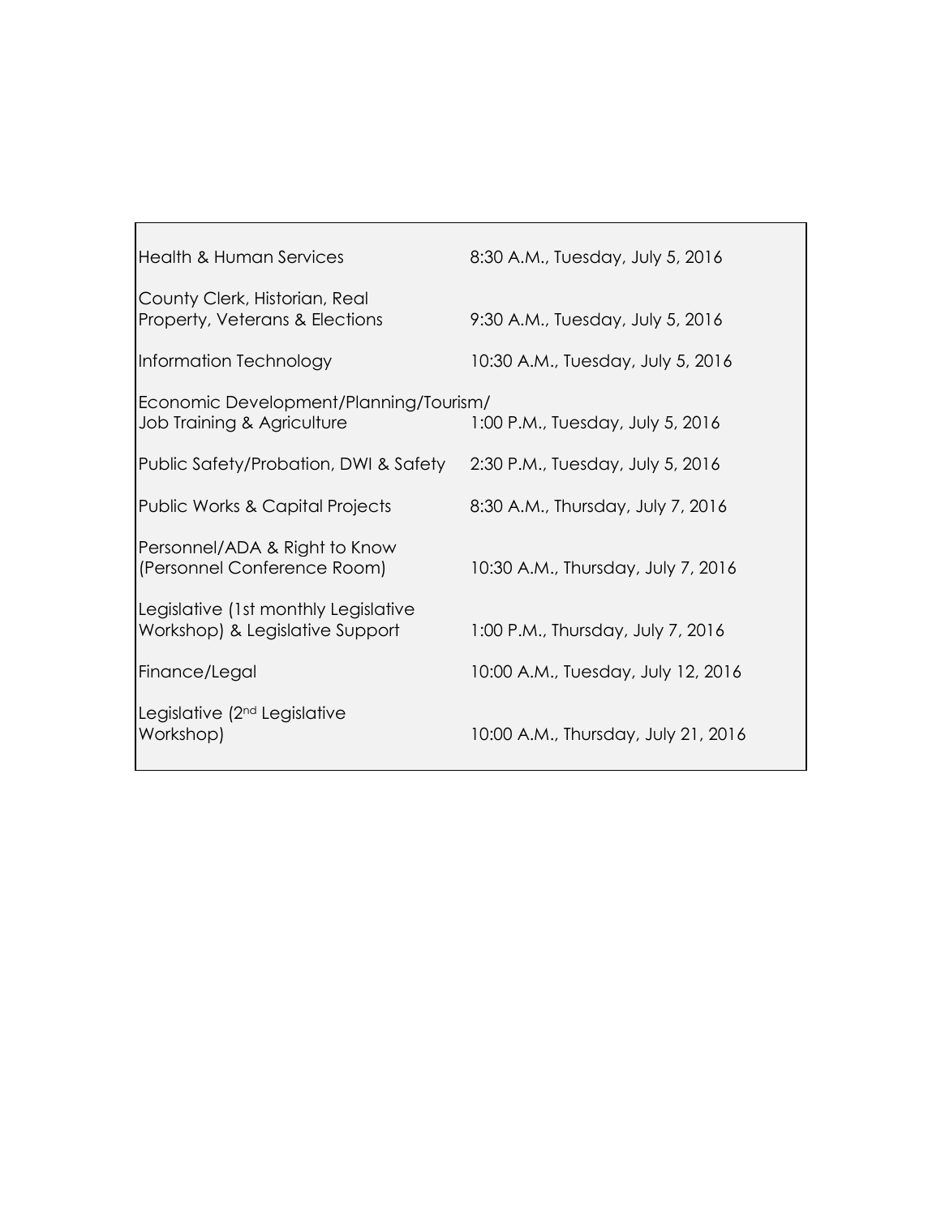| | |
|---|---|
| Health & Human Services | 8:30 A.M., Tuesday, July 5, 2016 |
| County Clerk, Historian, Real Property, Veterans & Elections | 9:30 A.M., Tuesday, July 5, 2016 |
| Information Technology | 10:30 A.M., Tuesday, July 5, 2016 |
| Economic Development/Planning/Tourism/ Job Training & Agriculture | 1:00 P.M., Tuesday, July 5, 2016 |
| Public Safety/Probation, DWI & Safety | 2:30 P.M., Tuesday, July 5, 2016 |
| Public Works & Capital Projects | 8:30 A.M., Thursday, July 7, 2016 |
| Personnel/ADA & Right to Know (Personnel Conference Room) | 10:30 A.M., Thursday, July 7, 2016 |
| Legislative (1st monthly Legislative Workshop) & Legislative Support | 1:00 P.M., Thursday, July 7, 2016 |
| Finance/Legal | 10:00 A.M., Tuesday, July 12, 2016 |
| Legislative (2nd Legislative Workshop) | 10:00 A.M., Thursday, July 21, 2016 |